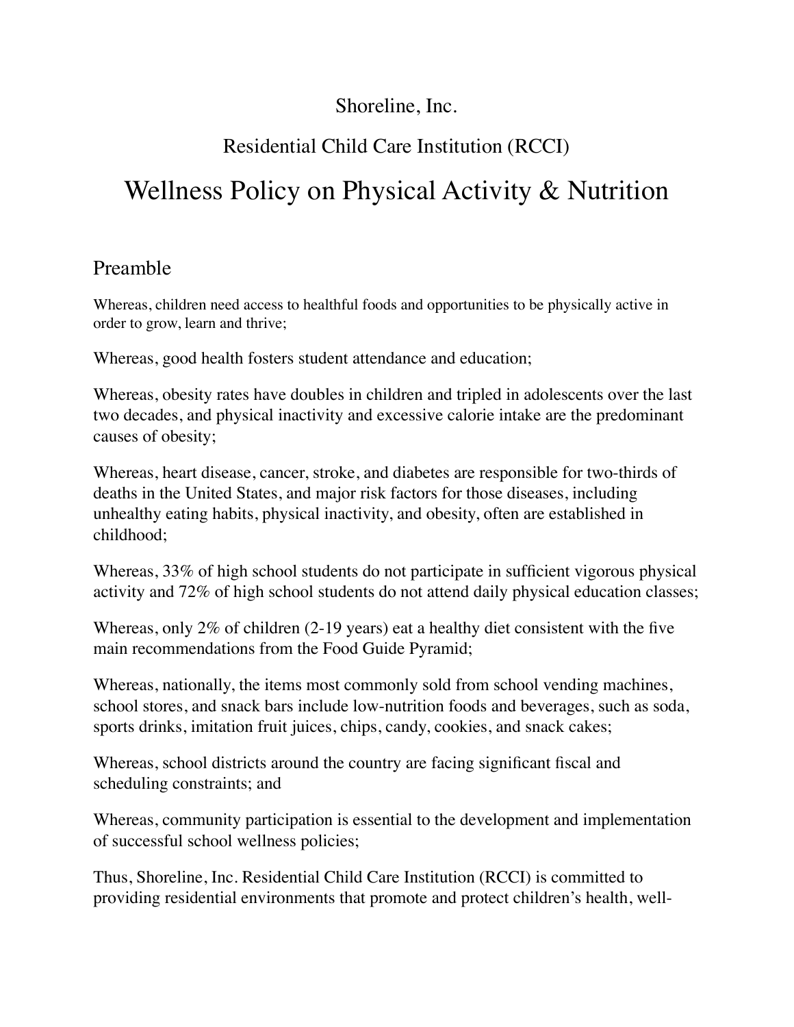Shoreline, Inc.

Residential Child Care Institution (RCCI)

# Wellness Policy on Physical Activity & Nutrition

## Preamble

Whereas, children need access to healthful foods and opportunities to be physically active in order to grow, learn and thrive;

Whereas, good health fosters student attendance and education;

Whereas, obesity rates have doubles in children and tripled in adolescents over the last two decades, and physical inactivity and excessive calorie intake are the predominant causes of obesity;

Whereas, heart disease, cancer, stroke, and diabetes are responsible for two-thirds of deaths in the United States, and major risk factors for those diseases, including unhealthy eating habits, physical inactivity, and obesity, often are established in childhood;

Whereas, 33% of high school students do not participate in sufficient vigorous physical activity and 72% of high school students do not attend daily physical education classes;

Whereas, only 2% of children (2-19 years) eat a healthy diet consistent with the five main recommendations from the Food Guide Pyramid;

Whereas, nationally, the items most commonly sold from school vending machines, school stores, and snack bars include low-nutrition foods and beverages, such as soda, sports drinks, imitation fruit juices, chips, candy, cookies, and snack cakes;

Whereas, school districts around the country are facing significant fiscal and scheduling constraints; and

Whereas, community participation is essential to the development and implementation of successful school wellness policies;

Thus, Shoreline, Inc. Residential Child Care Institution (RCCI) is committed to providing residential environments that promote and protect children's health, well-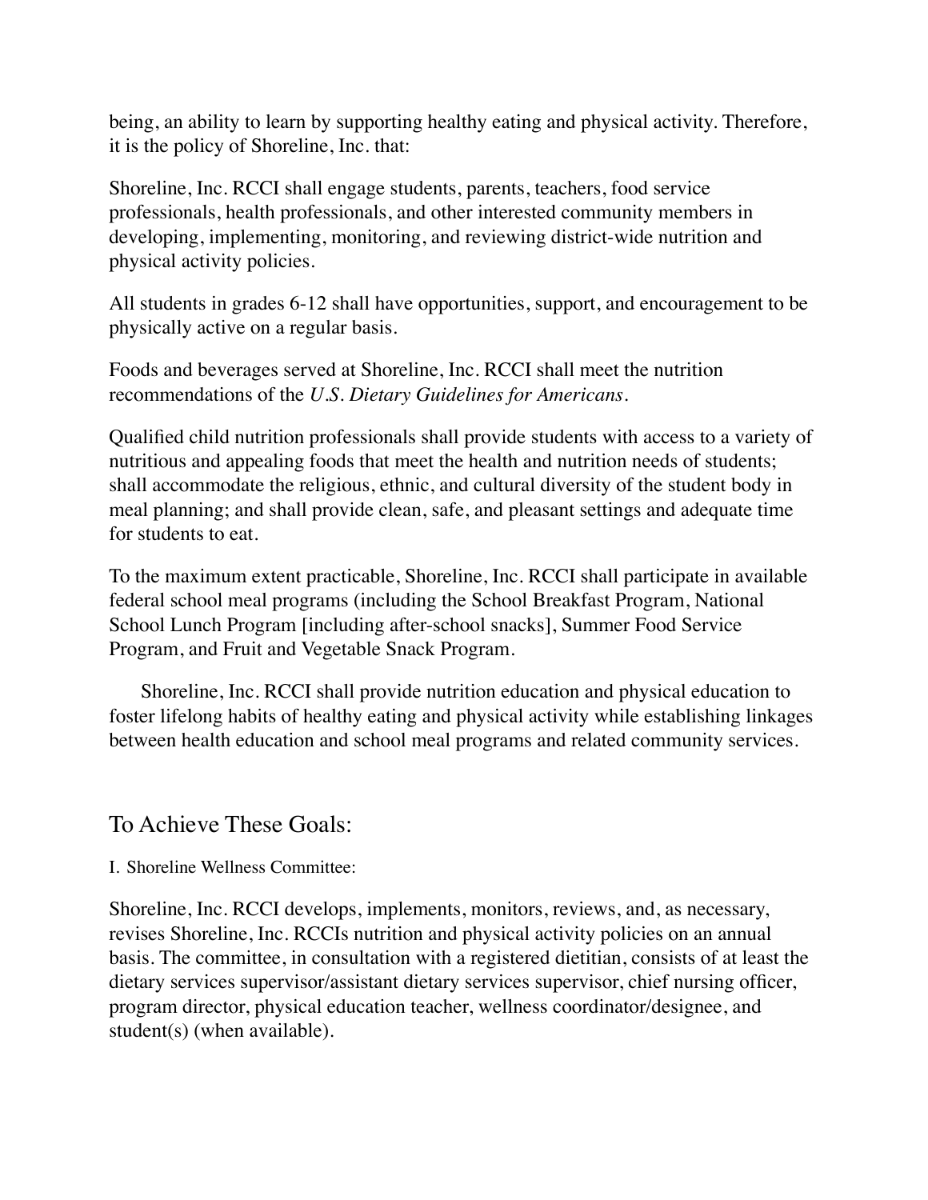being, an ability to learn by supporting healthy eating and physical activity. Therefore, it is the policy of Shoreline, Inc. that:

Shoreline, Inc. RCCI shall engage students, parents, teachers, food service professionals, health professionals, and other interested community members in developing, implementing, monitoring, and reviewing district-wide nutrition and physical activity policies.

All students in grades 6-12 shall have opportunities, support, and encouragement to be physically active on a regular basis.

Foods and beverages served at Shoreline, Inc. RCCI shall meet the nutrition recommendations of the *U.S. Dietary Guidelines for Americans*.

Qualified child nutrition professionals shall provide students with access to a variety of nutritious and appealing foods that meet the health and nutrition needs of students; shall accommodate the religious, ethnic, and cultural diversity of the student body in meal planning; and shall provide clean, safe, and pleasant settings and adequate time for students to eat.

To the maximum extent practicable, Shoreline, Inc. RCCI shall participate in available federal school meal programs (including the School Breakfast Program, National School Lunch Program [including after-school snacks], Summer Food Service Program, and Fruit and Vegetable Snack Program.

Shoreline, Inc. RCCI shall provide nutrition education and physical education to foster lifelong habits of healthy eating and physical activity while establishing linkages between health education and school meal programs and related community services.

## To Achieve These Goals:

I. Shoreline Wellness Committee:

Shoreline, Inc. RCCI develops, implements, monitors, reviews, and, as necessary, revises Shoreline, Inc. RCCIs nutrition and physical activity policies on an annual basis. The committee, in consultation with a registered dietitian, consists of at least the dietary services supervisor/assistant dietary services supervisor, chief nursing officer, program director, physical education teacher, wellness coordinator/designee, and student(s) (when available).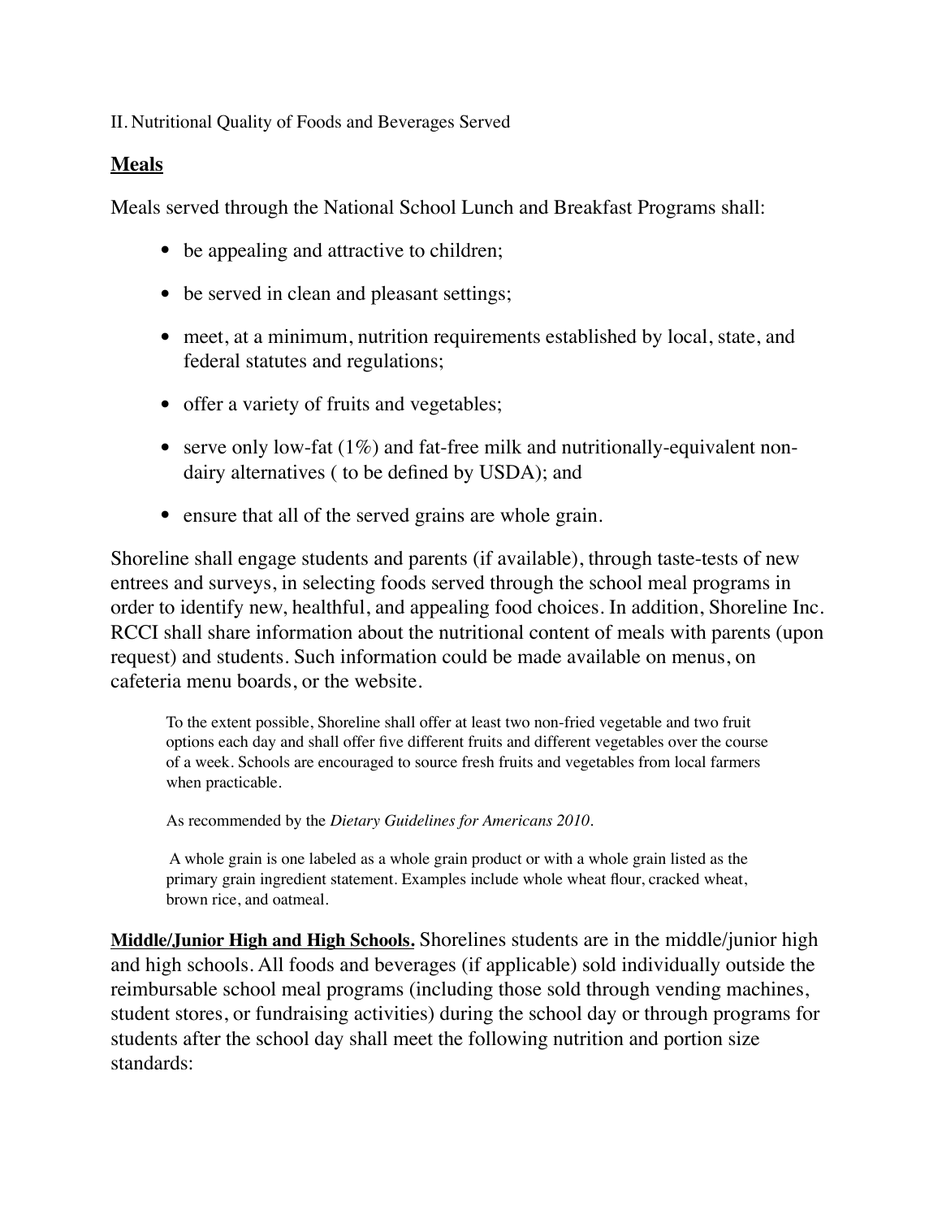II. Nutritional Quality of Foods and Beverages Served

## **Meals**

Meals served through the National School Lunch and Breakfast Programs shall:

- be appealing and attractive to children;
- be served in clean and pleasant settings;
- meet, at a minimum, nutrition requirements established by local, state, and federal statutes and regulations;
- offer a variety of fruits and vegetables;
- serve only low-fat (1%) and fat-free milk and nutritionally-equivalent non-dairy alternatives ( to be defined by USDA); and
- ensure that all of the served grains are whole grain.

Shoreline shall engage students and parents (if available), through taste-tests of new entrees and surveys, in selecting foods served through the school meal programs in order to identify new, healthful, and appealing food choices. In addition, Shoreline Inc. RCCI shall share information about the nutritional content of meals with parents (upon request) and students. Such information could be made available on menus, on cafeteria menu boards, or the website.

> To the extent possible, Shoreline shall offer at least two non-fried vegetable and two fruit options each day and shall offer five different fruits and different vegetables over the course of a week. Schools are encouraged to source fresh fruits and vegetables from local farmers when practicable.
>
> As recommended by the *Dietary Guidelines for Americans 2010*.
>
> A whole grain is one labeled as a whole grain product or with a whole grain listed as the primary grain ingredient statement. Examples include whole wheat flour, cracked wheat, brown rice, and oatmeal.

**Middle/Junior High and High Schools.** Shorelines students are in the middle/junior high and high schools. All foods and beverages (if applicable) sold individually outside the reimbursable school meal programs (including those sold through vending machines, student stores, or fundraising activities) during the school day or through programs for students after the school day shall meet the following nutrition and portion size standards: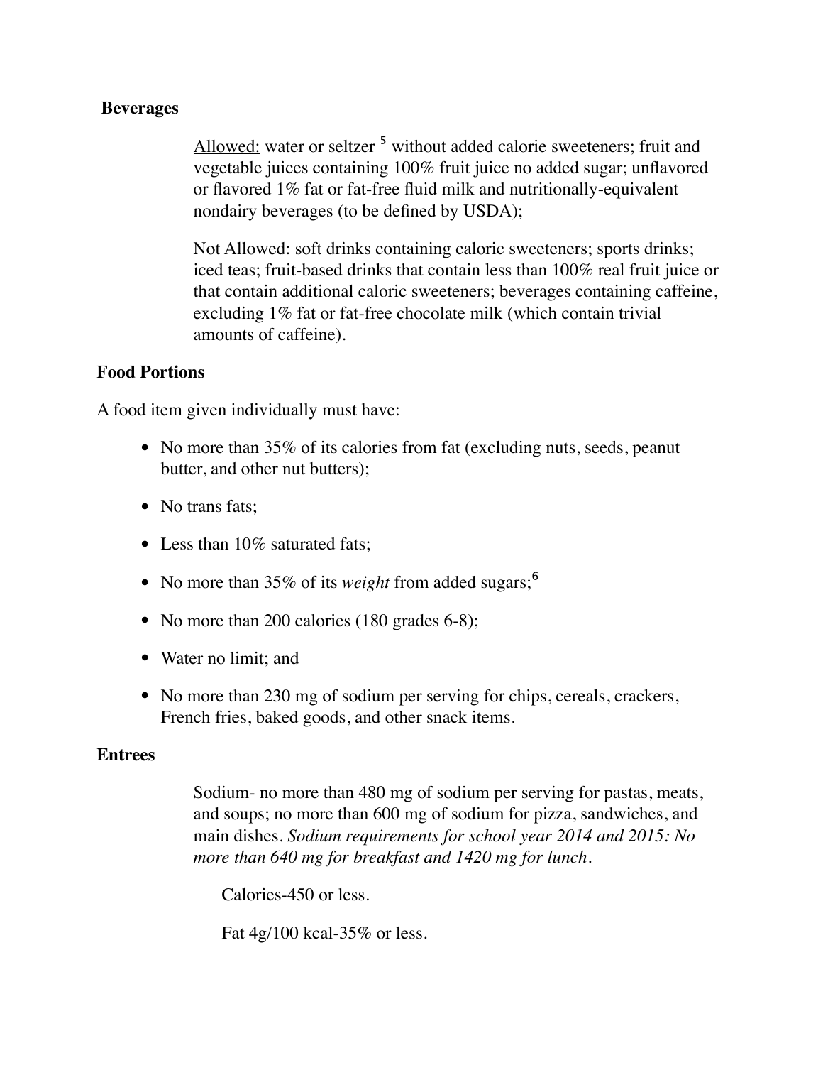**Beverages**

Allowed: water or seltzer [5] without added calorie sweeteners; fruit and vegetable juices containing 100% fruit juice no added sugar; unflavored or flavored 1% fat or fat-free fluid milk and nutritionally-equivalent nondairy beverages (to be defined by USDA);

Not Allowed: soft drinks containing caloric sweeteners; sports drinks; iced teas; fruit-based drinks that contain less than 100% real fruit juice or that contain additional caloric sweeteners; beverages containing caffeine, excluding 1% fat or fat-free chocolate milk (which contain trivial amounts of caffeine).

**Food Portions**

A food item given individually must have:

- No more than 35% of its calories from fat (excluding nuts, seeds, peanut butter, and other nut butters);
- No trans fats;
- Less than 10% saturated fats;
- No more than 35% of its *weight* from added sugars;[6]
- No more than 200 calories (180 grades 6-8);
- Water no limit; and
- No more than 230 mg of sodium per serving for chips, cereals, crackers, French fries, baked goods, and other snack items.

**Entrees**

Sodium- no more than 480 mg of sodium per serving for pastas, meats, and soups; no more than 600 mg of sodium for pizza, sandwiches, and main dishes. *Sodium requirements for school year 2014 and 2015: No more than 640 mg for breakfast and 1420 mg for lunch.*

Calories-450 or less.

Fat 4g/100 kcal-35% or less.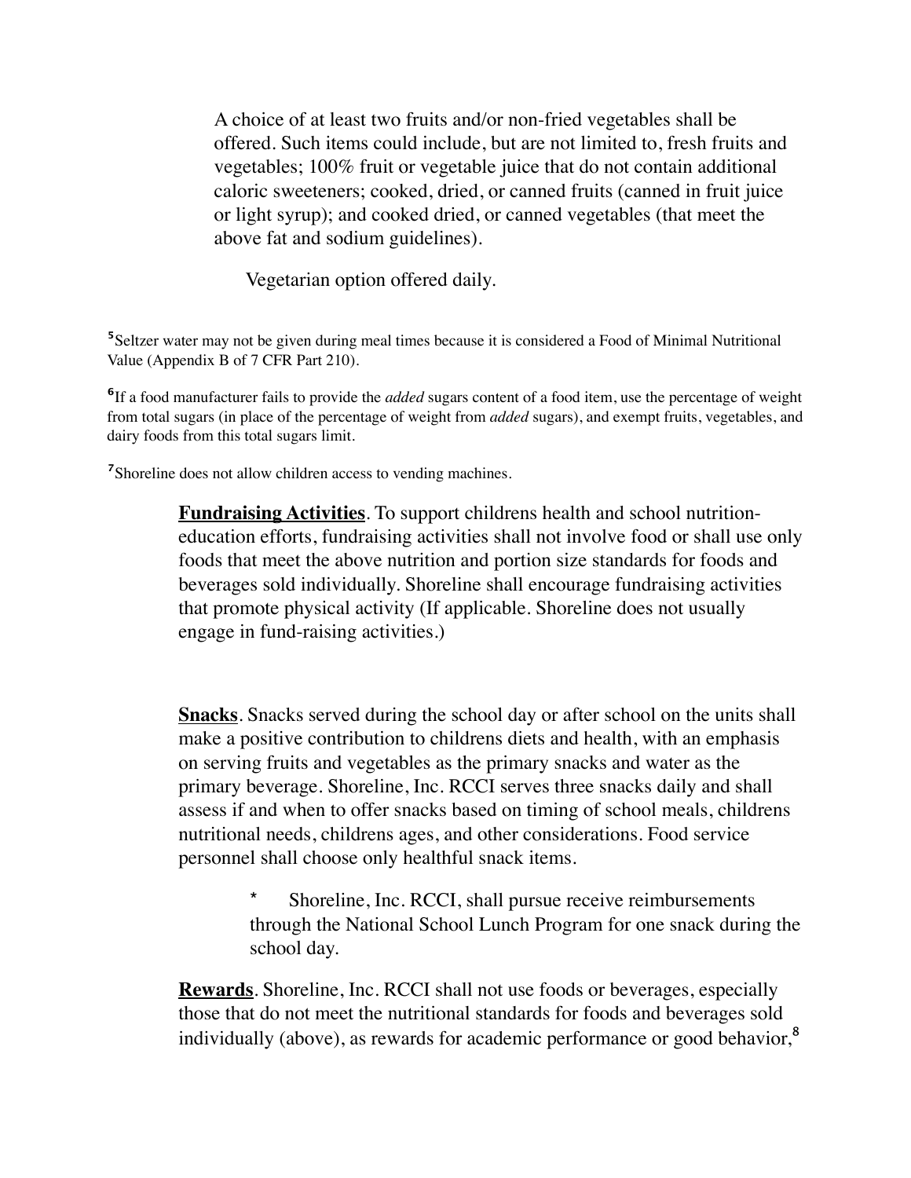A choice of at least two fruits and/or non-fried vegetables shall be offered. Such items could include, but are not limited to, fresh fruits and vegetables; 100% fruit or vegetable juice that do not contain additional caloric sweeteners; cooked, dried, or canned fruits (canned in fruit juice or light syrup); and cooked dried, or canned vegetables (that meet the above fat and sodium guidelines).

Vegetarian option offered daily.

[5]Seltzer water may not be given during meal times because it is considered a Food of Minimal Nutritional Value (Appendix B of 7 CFR Part 210).

[6]If a food manufacturer fails to provide the *added* sugars content of a food item, use the percentage of weight from total sugars (in place of the percentage of weight from *added* sugars), and exempt fruits, vegetables, and dairy foods from this total sugars limit.

[7]Shoreline does not allow children access to vending machines.

**Fundraising Activities**. To support childrens health and school nutrition-education efforts, fundraising activities shall not involve food or shall use only foods that meet the above nutrition and portion size standards for foods and beverages sold individually. Shoreline shall encourage fundraising activities that promote physical activity (If applicable. Shoreline does not usually engage in fund-raising activities.)

**Snacks**. Snacks served during the school day or after school on the units shall make a positive contribution to childrens diets and health, with an emphasis on serving fruits and vegetables as the primary snacks and water as the primary beverage. Shoreline, Inc. RCCI serves three snacks daily and shall assess if and when to offer snacks based on timing of school meals, childrens nutritional needs, childrens ages, and other considerations. Food service personnel shall choose only healthful snack items.

- Shoreline, Inc. RCCI, shall pursue receive reimbursements through the National School Lunch Program for one snack during the school day.

**Rewards**. Shoreline, Inc. RCCI shall not use foods or beverages, especially those that do not meet the nutritional standards for foods and beverages sold individually (above), as rewards for academic performance or good behavior,[8]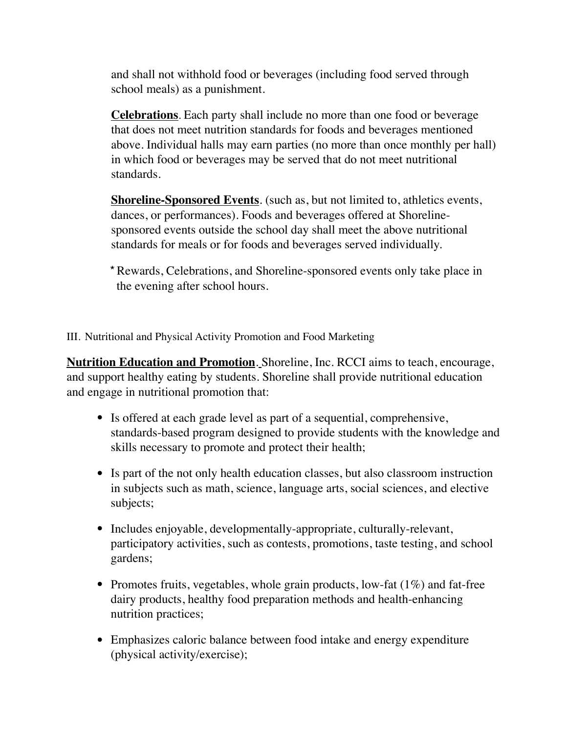and shall not withhold food or beverages (including food served through school meals) as a punishment.

**Celebrations**. Each party shall include no more than one food or beverage that does not meet nutrition standards for foods and beverages mentioned above. Individual halls may earn parties (no more than once monthly per hall) in which food or beverages may be served that do not meet nutritional standards.

**Shoreline-Sponsored Events**. (such as, but not limited to, athletics events, dances, or performances). Foods and beverages offered at Shoreline-sponsored events outside the school day shall meet the above nutritional standards for meals or for foods and beverages served individually.

* Rewards, Celebrations, and Shoreline-sponsored events only take place in the evening after school hours.

III. Nutritional and Physical Activity Promotion and Food Marketing

**Nutrition Education and Promotion**. Shoreline, Inc. RCCI aims to teach, encourage, and support healthy eating by students. Shoreline shall provide nutritional education and engage in nutritional promotion that:

- Is offered at each grade level as part of a sequential, comprehensive, standards-based program designed to provide students with the knowledge and skills necessary to promote and protect their health;
- Is part of the not only health education classes, but also classroom instruction in subjects such as math, science, language arts, social sciences, and elective subjects;
- Includes enjoyable, developmentally-appropriate, culturally-relevant, participatory activities, such as contests, promotions, taste testing, and school gardens;
- Promotes fruits, vegetables, whole grain products, low-fat (1%) and fat-free dairy products, healthy food preparation methods and health-enhancing nutrition practices;
- Emphasizes caloric balance between food intake and energy expenditure (physical activity/exercise);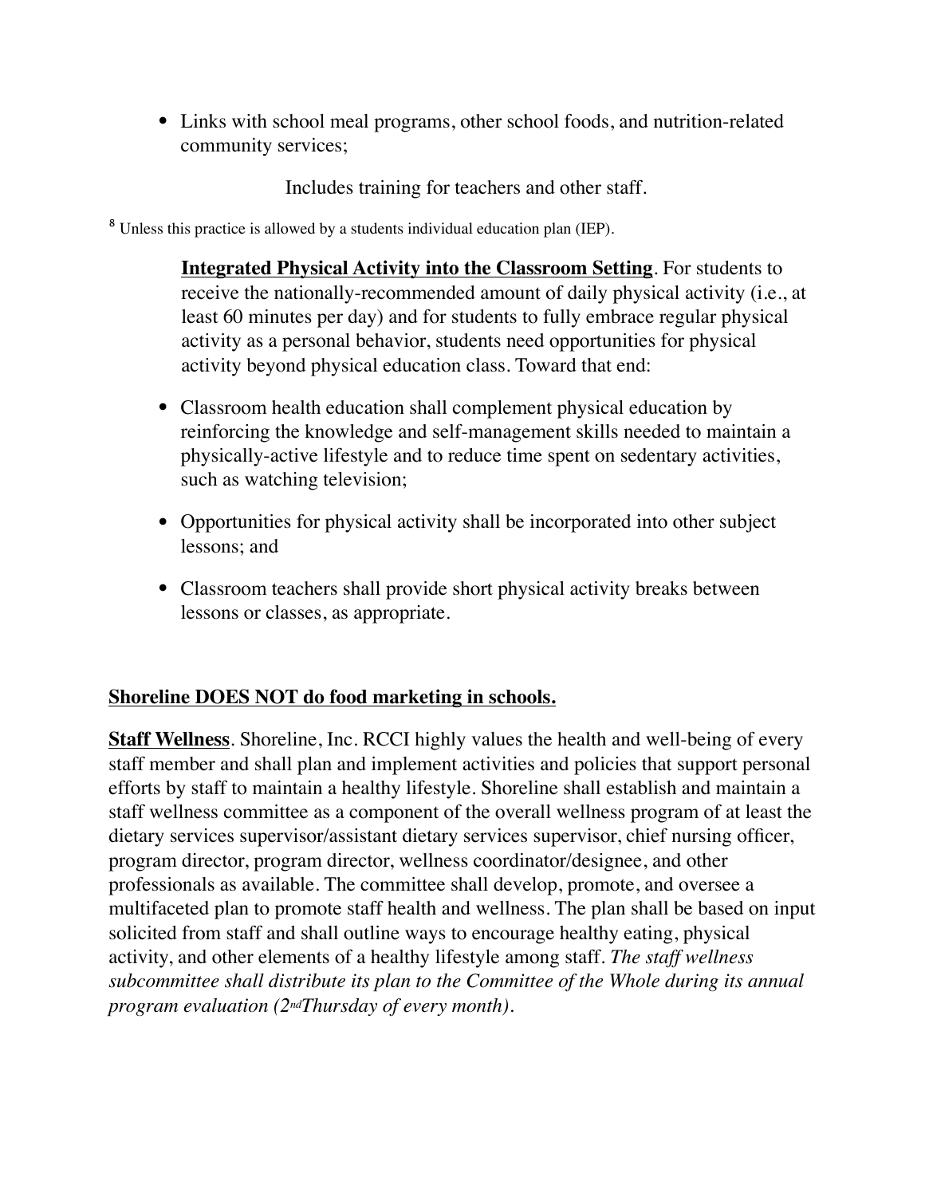- Links with school meal programs, other school foods, and nutrition-related community services;

Includes training for teachers and other staff.

[8] Unless this practice is allowed by a students individual education plan (IEP).

**Integrated Physical Activity into the Classroom Setting**. For students to receive the nationally-recommended amount of daily physical activity (i.e., at least 60 minutes per day) and for students to fully embrace regular physical activity as a personal behavior, students need opportunities for physical activity beyond physical education class. Toward that end:

- Classroom health education shall complement physical education by reinforcing the knowledge and self-management skills needed to maintain a physically-active lifestyle and to reduce time spent on sedentary activities, such as watching television;
- Opportunities for physical activity shall be incorporated into other subject lessons; and
- Classroom teachers shall provide short physical activity breaks between lessons or classes, as appropriate.

**Shoreline DOES NOT do food marketing in schools.**

**Staff Wellness**. Shoreline, Inc. RCCI highly values the health and well-being of every staff member and shall plan and implement activities and policies that support personal efforts by staff to maintain a healthy lifestyle. Shoreline shall establish and maintain a staff wellness committee as a component of the overall wellness program of at least the dietary services supervisor/assistant dietary services supervisor, chief nursing officer, program director, program director, wellness coordinator/designee, and other professionals as available. The committee shall develop, promote, and oversee a multifaceted plan to promote staff health and wellness. The plan shall be based on input solicited from staff and shall outline ways to encourage healthy eating, physical activity, and other elements of a healthy lifestyle among staff. *The staff wellness subcommittee shall distribute its plan to the Committee of the Whole during its annual program evaluation (2nd Thursday of every month).*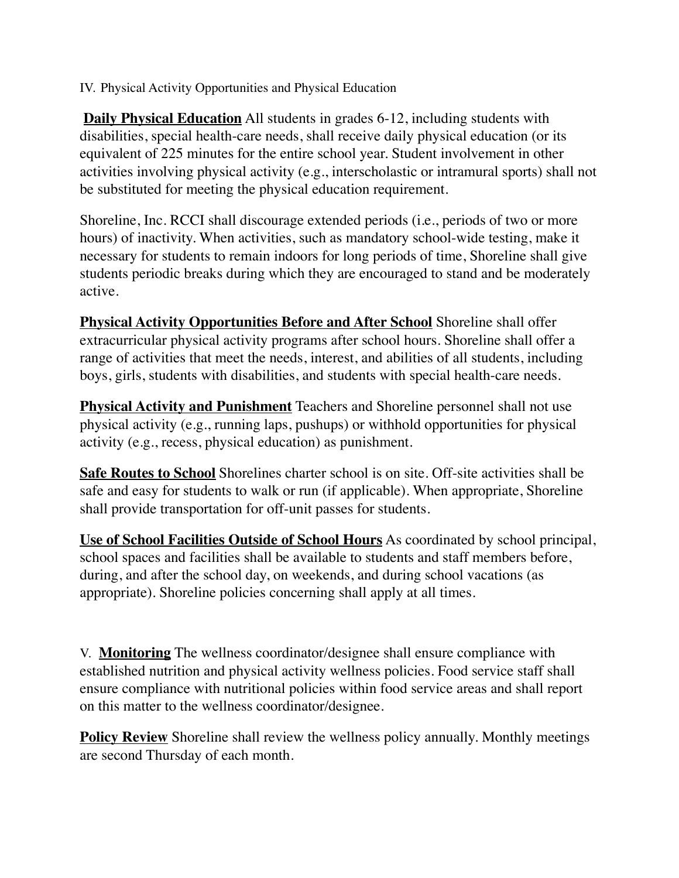IV. Physical Activity Opportunities and Physical Education

**Daily Physical Education** All students in grades 6-12, including students with disabilities, special health-care needs, shall receive daily physical education (or its equivalent of 225 minutes for the entire school year. Student involvement in other activities involving physical activity (e.g., interscholastic or intramural sports) shall not be substituted for meeting the physical education requirement.

Shoreline, Inc. RCCI shall discourage extended periods (i.e., periods of two or more hours) of inactivity. When activities, such as mandatory school-wide testing, make it necessary for students to remain indoors for long periods of time, Shoreline shall give students periodic breaks during which they are encouraged to stand and be moderately active.

**Physical Activity Opportunities Before and After School** Shoreline shall offer extracurricular physical activity programs after school hours. Shoreline shall offer a range of activities that meet the needs, interest, and abilities of all students, including boys, girls, students with disabilities, and students with special health-care needs.

**Physical Activity and Punishment** Teachers and Shoreline personnel shall not use physical activity (e.g., running laps, pushups) or withhold opportunities for physical activity (e.g., recess, physical education) as punishment.

**Safe Routes to School** Shorelines charter school is on site. Off-site activities shall be safe and easy for students to walk or run (if applicable). When appropriate, Shoreline shall provide transportation for off-unit passes for students.

**Use of School Facilities Outside of School Hours** As coordinated by school principal, school spaces and facilities shall be available to students and staff members before, during, and after the school day, on weekends, and during school vacations (as appropriate). Shoreline policies concerning shall apply at all times.

V. **Monitoring** The wellness coordinator/designee shall ensure compliance with established nutrition and physical activity wellness policies. Food service staff shall ensure compliance with nutritional policies within food service areas and shall report on this matter to the wellness coordinator/designee.

**Policy Review** Shoreline shall review the wellness policy annually. Monthly meetings are second Thursday of each month.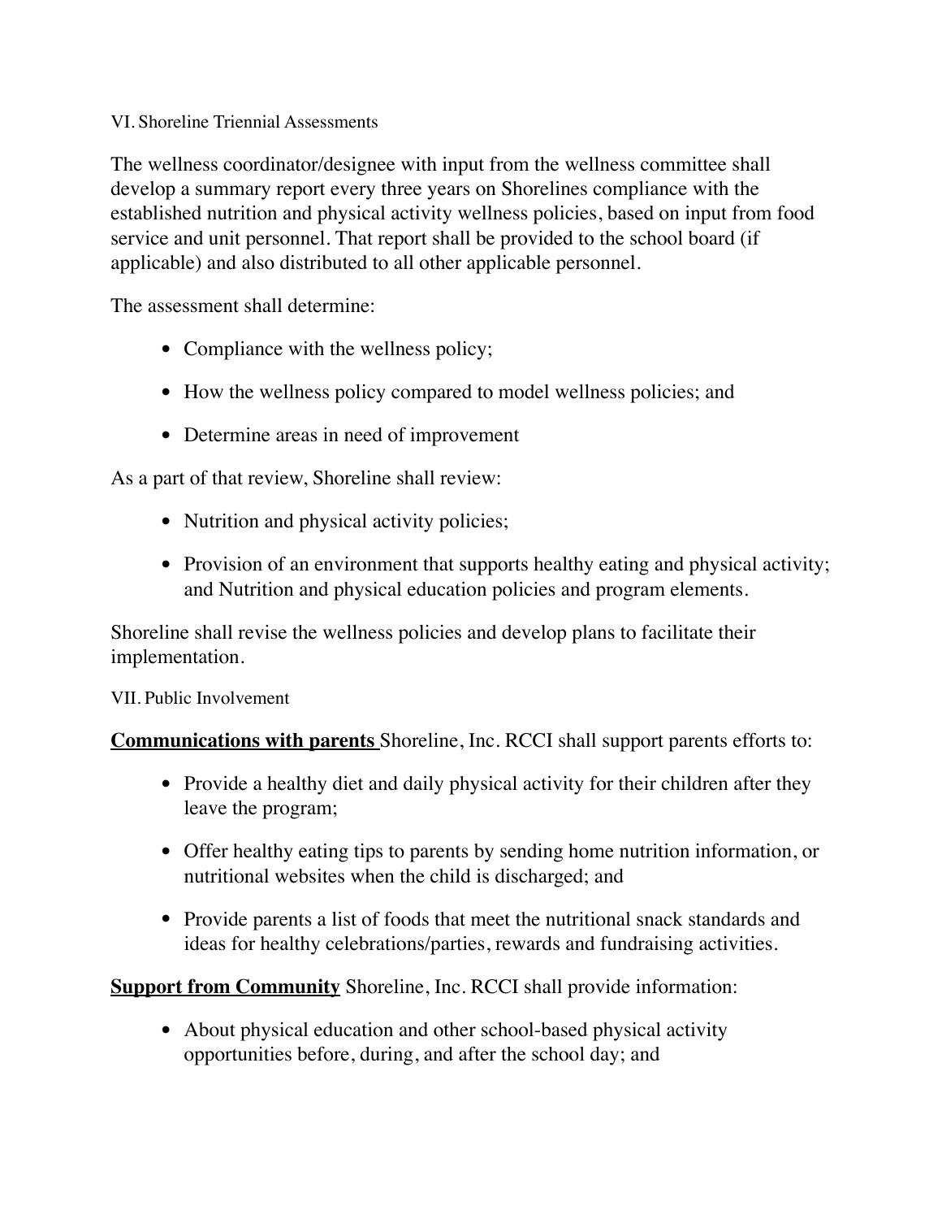## VI. Shoreline Triennial Assessments

The wellness coordinator/designee with input from the wellness committee shall develop a summary report every three years on Shorelines compliance with the established nutrition and physical activity wellness policies, based on input from food service and unit personnel. That report shall be provided to the school board (if applicable) and also distributed to all other applicable personnel.

The assessment shall determine:

- Compliance with the wellness policy;
- How the wellness policy compared to model wellness policies; and
- Determine areas in need of improvement

As a part of that review, Shoreline shall review:

- Nutrition and physical activity policies;
- Provision of an environment that supports healthy eating and physical activity; and Nutrition and physical education policies and program elements.

Shoreline shall revise the wellness policies and develop plans to facilitate their implementation.

## VII. Public Involvement

**Communications with parents** Shoreline, Inc. RCCI shall support parents efforts to:

- Provide a healthy diet and daily physical activity for their children after they leave the program;
- Offer healthy eating tips to parents by sending home nutrition information, or nutritional websites when the child is discharged; and
- Provide parents a list of foods that meet the nutritional snack standards and ideas for healthy celebrations/parties, rewards and fundraising activities.

**Support from Community** Shoreline, Inc. RCCI shall provide information:

- About physical education and other school-based physical activity opportunities before, during, and after the school day; and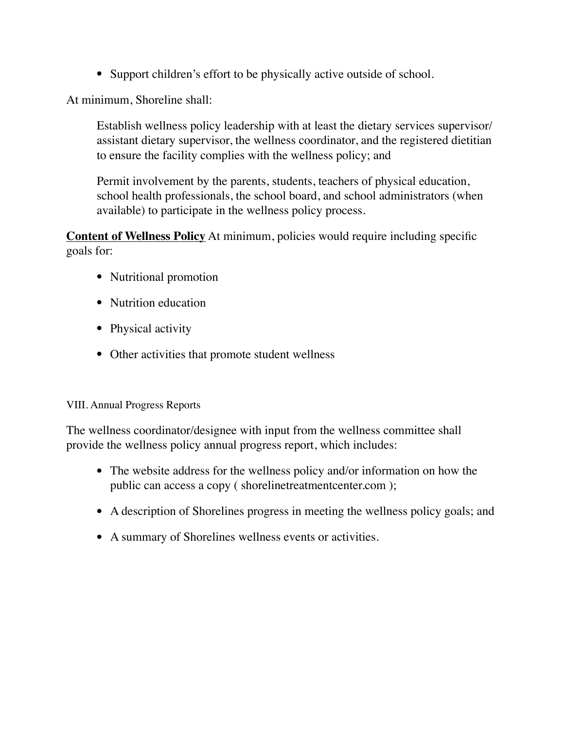- Support children's effort to be physically active outside of school.

At minimum, Shoreline shall:

> Establish wellness policy leadership with at least the dietary services supervisor/assistant dietary supervisor, the wellness coordinator, and the registered dietitian to ensure the facility complies with the wellness policy; and
>
> Permit involvement by the parents, students, teachers of physical education, school health professionals, the school board, and school administrators (when available) to participate in the wellness policy process.

**<u>Content of Wellness Policy</u>** At minimum, policies would require including specific goals for:

- Nutritional promotion
- Nutrition education
- Physical activity
- Other activities that promote student wellness

## VIII. Annual Progress Reports

The wellness coordinator/designee with input from the wellness committee shall provide the wellness policy annual progress report, which includes:

- The website address for the wellness policy and/or information on how the public can access a copy ( shorelinetreatmentcenter.com );
- A description of Shorelines progress in meeting the wellness policy goals; and
- A summary of Shorelines wellness events or activities.